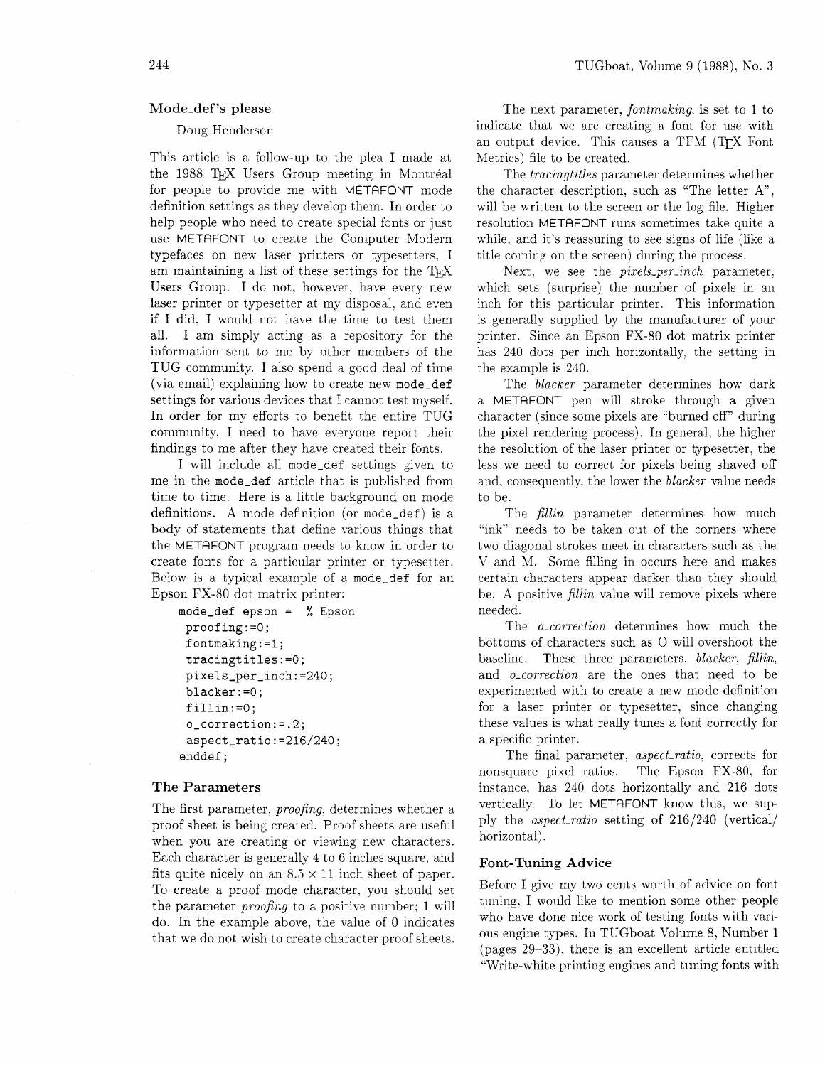## Mode_def's please

Doug Henderson

This article is a follow-up to the plea I made at the 1988 TeX Users Group meeting in Montréal for people to provide me with METAFONT mode definition settings as they develop them. In order to help people who need to create special fonts or just use METAFONT to create the Computer Modern typefaces on new laser printers or typesetters, I am maintaining a list of these settings for the TeX Users Group. I do not, however, have every new laser printer or typesetter at my disposal, and even if I did, I would not have the time to test them all. I am simply acting as a repository for the information sent to me by other members of the TUG community. I also spend a good deal of time (via email) explaining how to create new `mode_def` settings for various devices that I cannot test myself. In order for my efforts to benefit the entire TUG community, I need to have everyone report their findings to me after they have created their fonts.

I will include all `mode_def` settings given to me in the `mode_def` article that is published from time to time. Here is a little background on mode definitions. A mode definition (or `mode_def`) is a body of statements that define various things that the METAFONT program needs to know in order to create fonts for a particular printer or typesetter. Below is a typical example of a `mode_def` for an Epson FX-80 dot matrix printer:

```
mode_def epson =  % Epson
 proofing:=0;
 fontmaking:=1;
 tracingtitles:=0;
 pixels_per_inch:=240;
 blacker:=0;
 fillin:=0;
 o_correction:=.2;
 aspect_ratio:=216/240;
enddef;
```

### The Parameters

The first parameter, *proofing*, determines whether a proof sheet is being created. Proof sheets are useful when you are creating or viewing new characters. Each character is generally 4 to 6 inches square, and fits quite nicely on an 8.5 × 11 inch sheet of paper. To create a proof mode character, you should set the parameter *proofing* to a positive number; 1 will do. In the example above, the value of 0 indicates that we do not wish to create character proof sheets.

The next parameter, *fontmaking*, is set to 1 to indicate that we are creating a font for use with an output device. This causes a TFM (TeX Font Metrics) file to be created.

The *tracingtitles* parameter determines whether the character description, such as "The letter A", will be written to the screen or the log file. Higher resolution METAFONT runs sometimes take quite a while, and it's reassuring to see signs of life (like a title coming on the screen) during the process.

Next, we see the *pixels_per_inch* parameter, which sets (surprise) the number of pixels in an inch for this particular printer. This information is generally supplied by the manufacturer of your printer. Since an Epson FX-80 dot matrix printer has 240 dots per inch horizontally, the setting in the example is 240.

The *blacker* parameter determines how dark a METAFONT pen will stroke through a given character (since some pixels are "burned off" during the pixel rendering process). In general, the higher the resolution of the laser printer or typesetter, the less we need to correct for pixels being shaved off and, consequently, the lower the *blacker* value needs to be.

The *fillin* parameter determines how much "ink" needs to be taken out of the corners where two diagonal strokes meet in characters such as the V and M. Some filling in occurs here and makes certain characters appear darker than they should be. A positive *fillin* value will remove pixels where needed.

The *o_correction* determines how much the bottoms of characters such as O will overshoot the baseline. These three parameters, *blacker*, *fillin*, and *o_correction* are the ones that need to be experimented with to create a new mode definition for a laser printer or typesetter, since changing these values is what really tunes a font correctly for a specific printer.

The final parameter, *aspect_ratio*, corrects for nonsquare pixel ratios. The Epson FX-80, for instance, has 240 dots horizontally and 216 dots vertically. To let METAFONT know this, we supply the *aspect_ratio* setting of 216/240 (vertical/horizontal).

### Font-Tuning Advice

Before I give my two cents worth of advice on font tuning, I would like to mention some other people who have done nice work of testing fonts with various engine types. In TUGboat Volume 8, Number 1 (pages 29–33), there is an excellent article entitled "Write-white printing engines and tuning fonts with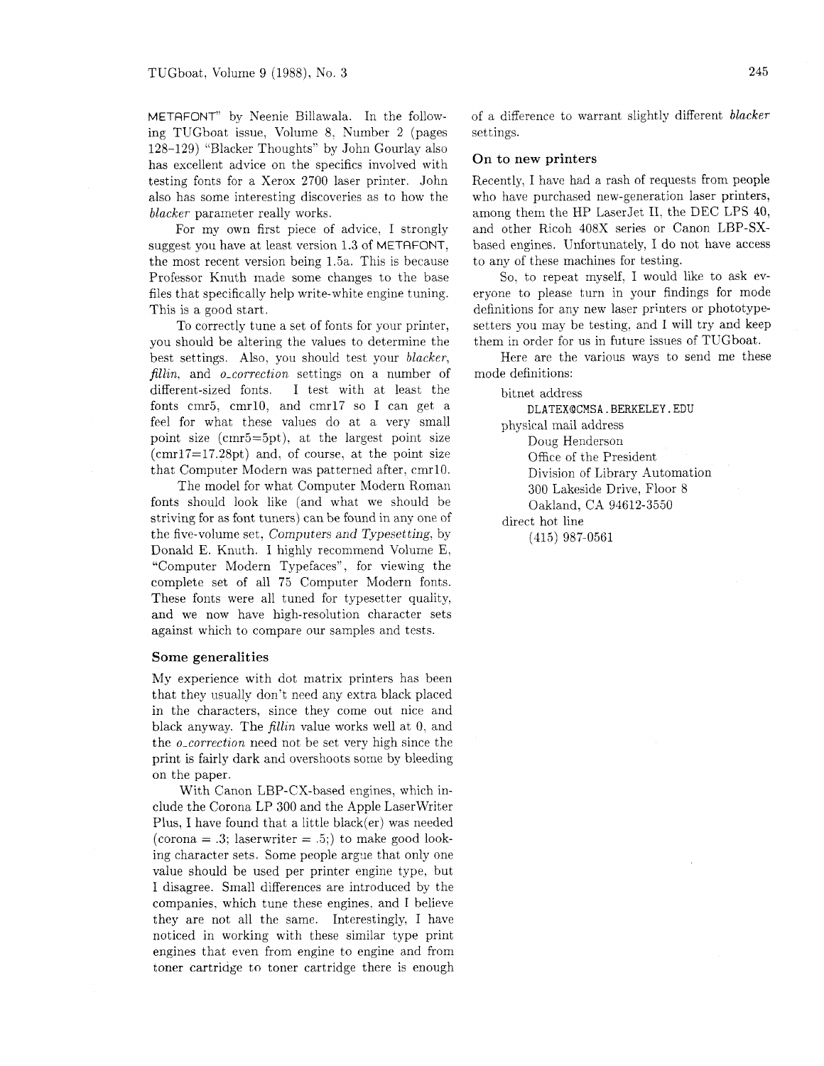METAFONT" by Neenie Billawala. In the following TUGboat issue, Volume 8, Number 2 (pages 128–129) "Blacker Thoughts" by John Gourlay also has excellent advice on the specifics involved with testing fonts for a Xerox 2700 laser printer. John also has some interesting discoveries as to how the *blacker* parameter really works.

For my own first piece of advice, I strongly suggest you have at least version 1.3 of METAFONT, the most recent version being 1.5a. This is because Professor Knuth made some changes to the base files that specifically help write-white engine tuning. This is a good start.

To correctly tune a set of fonts for your printer, you should be altering the values to determine the best settings. Also, you should test your *blacker*, *fillin*, and *o_correction* settings on a number of different-sized fonts. I test with at least the fonts cmr5, cmr10, and cmr17 so I can get a feel for what these values do at a very small point size (cmr5=5pt), at the largest point size (cmr17=17.28pt) and, of course, at the point size that Computer Modern was patterned after, cmr10.

The model for what Computer Modern Roman fonts should look like (and what we should be striving for as font tuners) can be found in any one of the five-volume set, *Computers and Typesetting*, by Donald E. Knuth. I highly recommend Volume E, "Computer Modern Typefaces", for viewing the complete set of all 75 Computer Modern fonts. These fonts were all tuned for typesetter quality, and we now have high-resolution character sets against which to compare our samples and tests.

### Some generalities

My experience with dot matrix printers has been that they usually don't need any extra black placed in the characters, since they come out nice and black anyway. The *fillin* value works well at 0, and the *o_correction* need not be set very high since the print is fairly dark and overshoots some by bleeding on the paper.

With Canon LBP-CX-based engines, which include the Corona LP 300 and the Apple LaserWriter Plus, I have found that a little black(er) was needed (corona = .3; laserwriter = .5;) to make good looking character sets. Some people argue that only one value should be used per printer engine type, but I disagree. Small differences are introduced by the companies, which tune these engines, and I believe they are not all the same. Interestingly, I have noticed in working with these similar type print engines that even from engine to engine and from toner cartridge to toner cartridge there is enough of a difference to warrant slightly different *blacker* settings.

### On to new printers

Recently, I have had a rash of requests from people who have purchased new-generation laser printers, among them the HP LaserJet II, the DEC LPS 40, and other Ricoh 408X series or Canon LBP-SX-based engines. Unfortunately, I do not have access to any of these machines for testing.

So, to repeat myself, I would like to ask everyone to please turn in your findings for mode definitions for any new laser printers or phototypesetters you may be testing, and I will try and keep them in order for us in future issues of TUGboat.

Here are the various ways to send me these mode definitions:

bitnet address
    DLATEX@CMSA.BERKELEY.EDU
physical mail address
    Doug Henderson
    Office of the President
    Division of Library Automation
    300 Lakeside Drive, Floor 8
    Oakland, CA 94612-3550
direct hot line
    (415) 987-0561